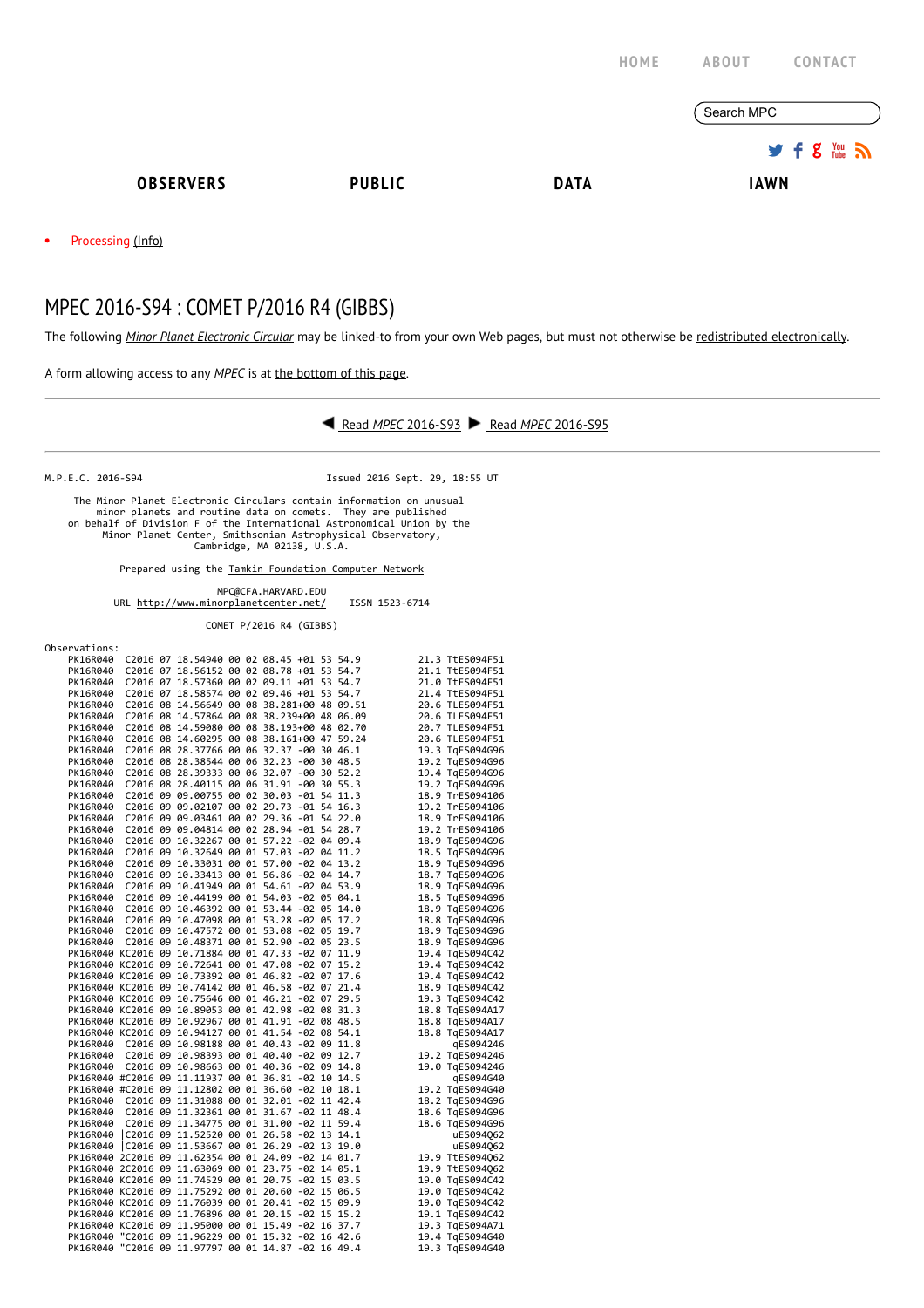HOME ABOUT CONTACT

Search MPC

OBSERVERS PUBLIC DATA IAWN

- Processing (Info)

# MPEC 2016-S94 : COMET P/2016 R4 (GIBBS)

The following *Minor Planet Electronic Circular* may be linked-to from your own Web pages, but must not otherwise be redistributed electronically.

A form allowing access to any *MPEC* is at the bottom of this page.

Read *MPEC* 2016-S93 Read *MPEC* 2016-S95

```
M.P.E.C. 2016-S94                                Issued 2016 Sept. 29, 18:55 UT

     The Minor Planet Electronic Circulars contain information on unusual
         minor planets and routine data on comets.  They are published
   on behalf of Division F of the International Astronomical Union by the
          Minor Planet Center, Smithsonian Astrophysical Observatory,
                          Cambridge, MA 02138, U.S.A.

                  Prepared using the Tamkin Foundation Computer Network

                                 MPC@CFA.HARVARD.EDU
           URL http://www.minorplanetcenter.net/     ISSN 1523-6714

                               COMET P/2016 R4 (GIBBS)

Observations:
    PK16R040  C2016 07 18.54940 00 02 08.45 +01 53 54.9          21.3 TtES094F51
    PK16R040  C2016 07 18.56152 00 02 08.78 +01 53 54.7          21.1 TtES094F51
    PK16R040  C2016 07 18.57360 00 02 09.11 +01 53 54.7          21.0 TtES094F51
    PK16R040  C2016 07 18.58574 00 02 09.46 +01 53 54.7          21.4 TtES094F51
    PK16R040  C2016 08 14.56649 00 08 38.281+00 48 09.51         20.6 TLES094F51
    PK16R040  C2016 08 14.57864 00 08 38.239+00 48 06.09         20.6 TLES094F51
    PK16R040  C2016 08 14.59080 00 08 38.193+00 48 02.70         20.7 TLES094F51
    PK16R040  C2016 08 14.60295 00 08 38.161+00 47 59.24         20.6 TLES094F51
    PK16R040  C2016 08 28.37766 00 06 32.37 -00 30 46.1          19.3 TqES094G96
    PK16R040  C2016 08 28.38544 00 06 32.23 -00 30 48.5          19.2 TqES094G96
    PK16R040  C2016 08 28.39333 00 06 32.07 -00 30 52.2          19.4 TqES094G96
    PK16R040  C2016 08 28.40115 00 06 31.91 -00 30 55.3          19.2 TqES094G96
    PK16R040  C2016 09 09.00755 00 02 30.03 -01 54 11.3          18.9 TrES094106
    PK16R040  C2016 09 09.02107 00 02 29.73 -01 54 16.3          19.2 TrES094106
    PK16R040  C2016 09 09.03461 00 02 29.36 -01 54 22.0          18.9 TrES094106
    PK16R040  C2016 09 09.04814 00 02 28.94 -01 54 28.7          19.2 TrES094106
    PK16R040  C2016 09 10.32267 00 01 57.22 -02 04 09.4          18.9 TqES094G96
    PK16R040  C2016 09 10.32649 00 01 57.03 -02 04 11.2          18.5 TqES094G96
    PK16R040  C2016 09 10.33031 00 01 57.00 -02 04 13.2          18.9 TqES094G96
    PK16R040  C2016 09 10.33413 00 01 56.86 -02 04 14.7          18.7 TqES094G96
    PK16R040  C2016 09 10.41949 00 01 54.61 -02 04 53.9          18.9 TqES094G96
    PK16R040  C2016 09 10.44199 00 01 54.03 -02 05 04.1          18.5 TqES094G96
    PK16R040  C2016 09 10.46392 00 01 53.44 -02 05 14.0          18.9 TqES094G96
    PK16R040  C2016 09 10.47098 00 01 53.28 -02 05 17.2          18.8 TqES094G96
    PK16R040  C2016 09 10.47572 00 01 53.08 -02 05 19.7          18.9 TqES094G96
    PK16R040  C2016 09 10.48371 00 01 52.90 -02 05 23.5          18.9 TqES094G96
    PK16R040 KC2016 09 10.71884 00 01 47.33 -02 07 11.9          19.4 TqES094C42
    PK16R040 KC2016 09 10.72641 00 01 47.08 -02 07 15.2          19.4 TqES094C42
    PK16R040 KC2016 09 10.73392 00 01 46.82 -02 07 17.6          19.4 TqES094C42
    PK16R040 KC2016 09 10.74142 00 01 46.58 -02 07 21.4          18.9 TqES094C42
    PK16R040 KC2016 09 10.75646 00 01 46.21 -02 07 29.5          19.3 TqES094C42
    PK16R040 KC2016 09 10.89053 00 01 42.98 -02 08 31.3          18.8 TqES094A17
    PK16R040 KC2016 09 10.92967 00 01 41.91 -02 08 48.5          18.8 TqES094A17
    PK16R040 KC2016 09 10.94127 00 01 41.54 -02 08 54.1          18.8 TqES094A17
    PK16R040  C2016 09 10.98188 00 01 40.43 -02 09 11.8               qES094246
    PK16R040  C2016 09 10.98393 00 01 40.40 -02 09 12.7          19.2 TqES094246
    PK16R040  C2016 09 10.98663 00 01 40.36 -02 09 14.8          19.0 TqES094246
    PK16R040 #C2016 09 11.11937 00 01 36.81 -02 10 14.5               qES094G40
    PK16R040 #C2016 09 11.12802 00 01 36.60 -02 10 18.1          19.2 TqES094G40
    PK16R040  C2016 09 11.31088 00 01 32.01 -02 11 42.4          18.2 TqES094G96
    PK16R040  C2016 09 11.32361 00 01 31.67 -02 11 48.4          18.6 TqES094G96
    PK16R040  C2016 09 11.34775 00 01 31.00 -02 11 59.4          18.6 TqES094G96
    PK16R040 |C2016 09 11.52520 00 01 26.58 -02 13 14.1               uES094Q62
    PK16R040 |C2016 09 11.53667 00 01 26.29 -02 13 19.0               uES094Q62
    PK16R040 2C2016 09 11.62354 00 01 24.09 -02 14 01.7          19.9 TtES094Q62
    PK16R040 2C2016 09 11.63069 00 01 23.75 -02 14 05.1          19.9 TtES094Q62
    PK16R040 KC2016 09 11.74529 00 01 20.75 -02 15 03.5          19.0 TqES094C42
    PK16R040 KC2016 09 11.75292 00 01 20.60 -02 15 06.5          19.0 TqES094C42
    PK16R040 KC2016 09 11.76039 00 01 20.41 -02 15 09.9          19.0 TqES094C42
    PK16R040 KC2016 09 11.76896 00 01 20.15 -02 15 15.2          19.1 TqES094C42
    PK16R040 KC2016 09 11.95000 00 01 15.49 -02 16 37.7          19.3 TqES094A71
    PK16R040 "C2016 09 11.96229 00 01 15.32 -02 16 42.6          19.4 TqES094G40
    PK16R040 "C2016 09 11.97797 00 01 14.87 -02 16 49.4          19.3 TqES094G40
```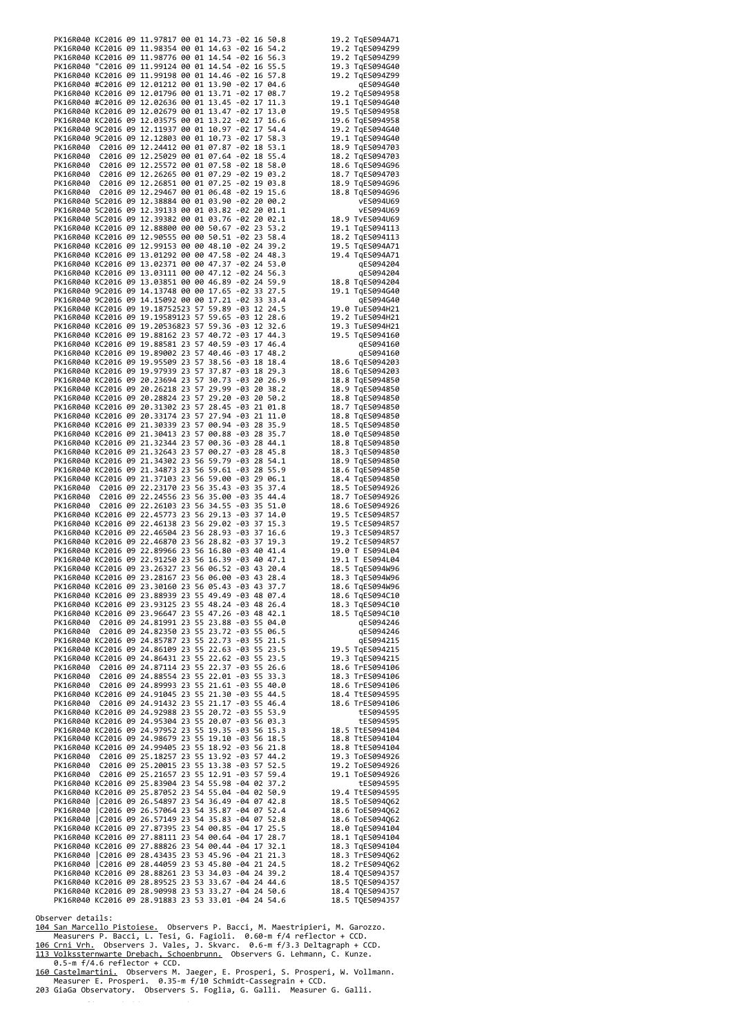```
     PK16R040 KC2016 09 11.97817 00 01 14.73 -02 16 50.8          19.2 TqES094A71
     PK16R040 KC2016 09 11.98354 00 01 14.63 -02 16 54.2          19.2 TqES094Z99
     PK16R040 KC2016 09 11.98776 00 01 14.54 -02 16 56.3          19.2 TqES094Z99
     PK16R040 "C2016 09 11.99124 00 01 14.54 -02 16 55.5          19.3 TqES094G40
     PK16R040 KC2016 09 11.99198 00 01 14.46 -02 16 57.8          19.2 TqES094Z99
     PK16R040 #C2016 09 12.01212 00 01 13.90 -02 17 04.6               qES094G40
     PK16R040 KC2016 09 12.01796 00 01 13.71 -02 17 08.7          19.2 TqES094958
     PK16R040 #C2016 09 12.02636 00 01 13.45 -02 17 11.3          19.1 TqES094G40
     PK16R040 KC2016 09 12.02679 00 01 13.47 -02 17 13.0          19.5 TqES094958
     PK16R040 KC2016 09 12.03575 00 01 13.22 -02 17 16.6          19.6 TqES094958
     PK16R040 9C2016 09 12.11937 00 01 10.97 -02 17 54.4          19.2 TqES094G40
     PK16R040 9C2016 09 12.12803 00 01 10.73 -02 17 58.3          19.1 TqES094G40
     PK16R040  C2016 09 12.24412 00 01 07.87 -02 18 53.1          18.9 TqES094703
     PK16R040  C2016 09 12.25029 00 01 07.64 -02 18 55.4          18.2 TqES094703
     PK16R040  C2016 09 12.25572 00 01 07.58 -02 18 58.0          18.6 TqES094G96
     PK16R040  C2016 09 12.26265 00 01 07.29 -02 19 03.2          18.7 TqES094703
     PK16R040  C2016 09 12.26851 00 01 07.25 -02 19 03.8          18.9 TqES094G96
     PK16R040  C2016 09 12.29467 00 01 06.48 -02 19 15.6          18.8 TqES094G96
     PK16R040 5C2016 09 12.38884 00 01 03.90 -02 20 00.2               vES094U69
     PK16R040 5C2016 09 12.39133 00 01 03.82 -02 20 01.1               vES094U69
     PK16R040 5C2016 09 12.39382 00 01 03.76 -02 20 02.1          18.9 TvES094U69
     PK16R040 KC2016 09 12.88800 00 00 50.67 -02 23 53.2          19.1 TqES094113
     PK16R040 KC2016 09 12.90555 00 00 50.51 -02 23 58.4          18.2 TqES094113
     PK16R040 KC2016 09 12.99153 00 00 48.10 -02 24 39.2          19.5 TqES094A71
     PK16R040 KC2016 09 13.01292 00 00 47.58 -02 24 48.3          19.4 TqES094A71
     PK16R040 KC2016 09 13.02371 00 00 47.37 -02 24 53.0               qES094204
     PK16R040 KC2016 09 13.03111 00 00 47.12 -02 24 56.3               qES094204
     PK16R040 KC2016 09 13.03851 00 00 46.89 -02 24 59.9          18.8 TqES094204
     PK16R040 9C2016 09 14.13748 00 00 17.65 -02 33 27.5          19.1 TqES094G40
     PK16R040 9C2016 09 14.15092 00 00 17.21 -02 33 33.4               qES094G40
     PK16R040 KC2016 09 19.18752523 57 59.89 -03 12 24.5          19.0 TuES094H21
     PK16R040 KC2016 09 19.19589123 57 59.65 -03 12 28.6          19.2 TuES094H21
     PK16R040 KC2016 09 19.20536823 57 59.36 -03 12 32.6          19.3 TuES094H21
     PK16R040 KC2016 09 19.88162 23 57 40.72 -03 17 44.3          19.5 TqES094160
     PK16R040 KC2016 09 19.88581 23 57 40.59 -03 17 46.4               qES094160
     PK16R040 KC2016 09 19.89002 23 57 40.46 -03 17 48.2               qES094160
     PK16R040 KC2016 09 19.95509 23 57 38.56 -03 18 18.4          18.6 TqES094203
     PK16R040 KC2016 09 19.97939 23 57 37.87 -03 18 29.3          18.6 TqES094203
     PK16R040 KC2016 09 20.23694 23 57 30.73 -03 20 26.9          18.8 TqES094850
     PK16R040 KC2016 09 20.26218 23 57 29.99 -03 20 38.2          18.9 TqES094850
     PK16R040 KC2016 09 20.28824 23 57 29.20 -03 20 50.2          18.8 TqES094850
     PK16R040 KC2016 09 20.31302 23 57 28.45 -03 21 01.8          18.7 TqES094850
     PK16R040 KC2016 09 20.33174 23 57 27.94 -03 21 11.0          18.8 TqES094850
     PK16R040 KC2016 09 21.30339 23 57 00.94 -03 28 35.9          18.5 TqES094850
     PK16R040 KC2016 09 21.30413 23 57 00.88 -03 28 35.7          18.0 TqES094850
     PK16R040 KC2016 09 21.32344 23 57 00.36 -03 28 44.1          18.8 TqES094850
     PK16R040 KC2016 09 21.32643 23 57 00.27 -03 28 45.8          18.3 TqES094850
     PK16R040 KC2016 09 21.34302 23 56 59.79 -03 28 54.1          18.9 TqES094850
     PK16R040 KC2016 09 21.34873 23 56 59.61 -03 28 55.9          18.6 TqES094850
     PK16R040 KC2016 09 21.37103 23 56 59.00 -03 29 06.1          18.4 TqES094850
     PK16R040  C2016 09 22.23170 23 56 35.43 -03 35 37.4          18.5 ToES094926
     PK16R040  C2016 09 22.24556 23 56 35.00 -03 35 44.4          18.7 ToES094926
     PK16R040  C2016 09 22.26103 23 56 34.55 -03 35 51.0          18.6 ToES094926
     PK16R040 KC2016 09 22.45773 23 56 29.13 -03 37 14.0          19.5 TcES094R57
     PK16R040 KC2016 09 22.46138 23 56 29.02 -03 37 15.3          19.5 TcES094R57
     PK16R040 KC2016 09 22.46504 23 56 28.93 -03 37 16.6          19.3 TcES094R57
     PK16R040 KC2016 09 22.46870 23 56 28.82 -03 37 19.3          19.2 TcES094R57
     PK16R040 KC2016 09 22.89966 23 56 16.80 -03 40 41.4          19.0 T ES094L04
     PK16R040 KC2016 09 22.91250 23 56 16.39 -03 40 47.1          19.1 T ES094L04
     PK16R040 KC2016 09 23.26327 23 56 06.52 -03 43 20.4          18.5 TqES094W96
     PK16R040 KC2016 09 23.28167 23 56 06.00 -03 43 28.4          18.3 TqES094W96
     PK16R040 KC2016 09 23.30160 23 56 05.43 -03 43 37.7          18.6 TqES094W96
     PK16R040 KC2016 09 23.88939 23 55 49.49 -03 48 07.4          18.6 TqES094C10
     PK16R040 KC2016 09 23.93125 23 55 48.24 -03 48 26.4          18.3 TqES094C10
     PK16R040 KC2016 09 23.96647 23 55 47.26 -03 48 42.1          18.5 TqES094C10
     PK16R040  C2016 09 24.81991 23 55 23.88 -03 55 04.0               qES094246
     PK16R040  C2016 09 24.82350 23 55 23.72 -03 55 06.5               qES094246
     PK16R040 KC2016 09 24.85787 23 55 22.73 -03 55 21.5               qES094215
     PK16R040 KC2016 09 24.86109 23 55 22.63 -03 55 23.5          19.5 TqES094215
     PK16R040 KC2016 09 24.86431 23 55 22.62 -03 55 23.5          19.3 TqES094215
     PK16R040  C2016 09 24.87114 23 55 22.37 -03 55 26.6          18.6 TrES094106
     PK16R040  C2016 09 24.88554 23 55 22.01 -03 55 33.3          18.3 TrES094106
     PK16R040  C2016 09 24.89993 23 55 21.61 -03 55 40.0          18.6 TrES094106
     PK16R040 KC2016 09 24.91045 23 55 21.30 -03 55 44.5          18.4 TtES094595
     PK16R040  C2016 09 24.91432 23 55 21.17 -03 55 46.4          18.6 TrES094106
     PK16R040 KC2016 09 24.92988 23 55 20.72 -03 55 53.9               tES094595
     PK16R040 KC2016 09 24.95304 23 55 20.07 -03 56 03.3               tES094595
     PK16R040 KC2016 09 24.97952 23 55 19.35 -03 56 15.3          18.5 TtES094104
     PK16R040 KC2016 09 24.98679 23 55 19.10 -03 56 18.5          18.8 TtES094104
     PK16R040 KC2016 09 24.99405 23 55 18.92 -03 56 21.8          18.8 TtES094104
     PK16R040  C2016 09 25.18257 23 55 13.92 -03 57 44.2          19.3 ToES094926
     PK16R040  C2016 09 25.20015 23 55 13.38 -03 57 52.5          19.2 ToES094926
     PK16R040  C2016 09 25.21657 23 55 12.91 -03 57 59.4          19.1 ToES094926
     PK16R040 KC2016 09 25.83904 23 54 55.98 -04 02 37.2               tES094595
     PK16R040 KC2016 09 25.87052 23 54 55.04 -04 02 50.9          19.4 TtES094595
     PK16R040 |C2016 09 26.54897 23 54 36.49 -04 07 42.8          18.5 ToES094Q62
     PK16R040 |C2016 09 26.57064 23 54 35.87 -04 07 52.4          18.6 ToES094Q62
     PK16R040 |C2016 09 26.57149 23 54 35.83 -04 07 52.8          18.6 ToES094Q62
     PK16R040 KC2016 09 27.87395 23 54 00.85 -04 17 25.5          18.0 TqES094104
     PK16R040 KC2016 09 27.88111 23 54 00.64 -04 17 28.7          18.1 TqES094104
     PK16R040 KC2016 09 27.88826 23 54 00.44 -04 17 32.1          18.3 TqES094104
     PK16R040 |C2016 09 28.43435 23 53 45.96 -04 21 21.3          18.3 TrES094Q62
     PK16R040 |C2016 09 28.44059 23 53 45.80 -04 21 24.5          18.2 TrES094Q62
     PK16R040 KC2016 09 28.88261 23 53 34.03 -04 24 39.2          18.4 TQES094J57
     PK16R040 KC2016 09 28.89525 23 53 33.67 -04 24 44.6          18.5 TQES094J57
     PK16R040 KC2016 09 28.90998 23 53 33.27 -04 24 50.6          18.4 TQES094J57
     PK16R040 KC2016 09 28.91883 23 53 33.01 -04 24 54.6          18.5 TQES094J57
```

Observer details:

<u>104 San Marcello Pistoiese.</u> Observers P. Bacci, M. Maestripieri, M. Garozzo. Measurers P. Bacci, L. Tesi, G. Fagioli. 0.60-m f/4 reflector + CCD.

<u>106 Crni Vrh.</u> Observers J. Vales, J. Skvarc. 0.6-m f/3.3 Deltagraph + CCD.

<u>113 Volkssternwarte Drebach, Schoenbrunn.</u> Observers G. Lehmann, C. Kunze. 0.5-m f/4.6 reflector + CCD.

<u>160 Castelmartini.</u> Observers M. Jaeger, E. Prosperi, S. Prosperi, W. Vollmann. Measurer E. Prosperi. 0.35-m f/10 Schmidt-Cassegrain + CCD.

203 GiaGa Observatory. Observers S. Foglia, G. Galli. Measurer G. Galli.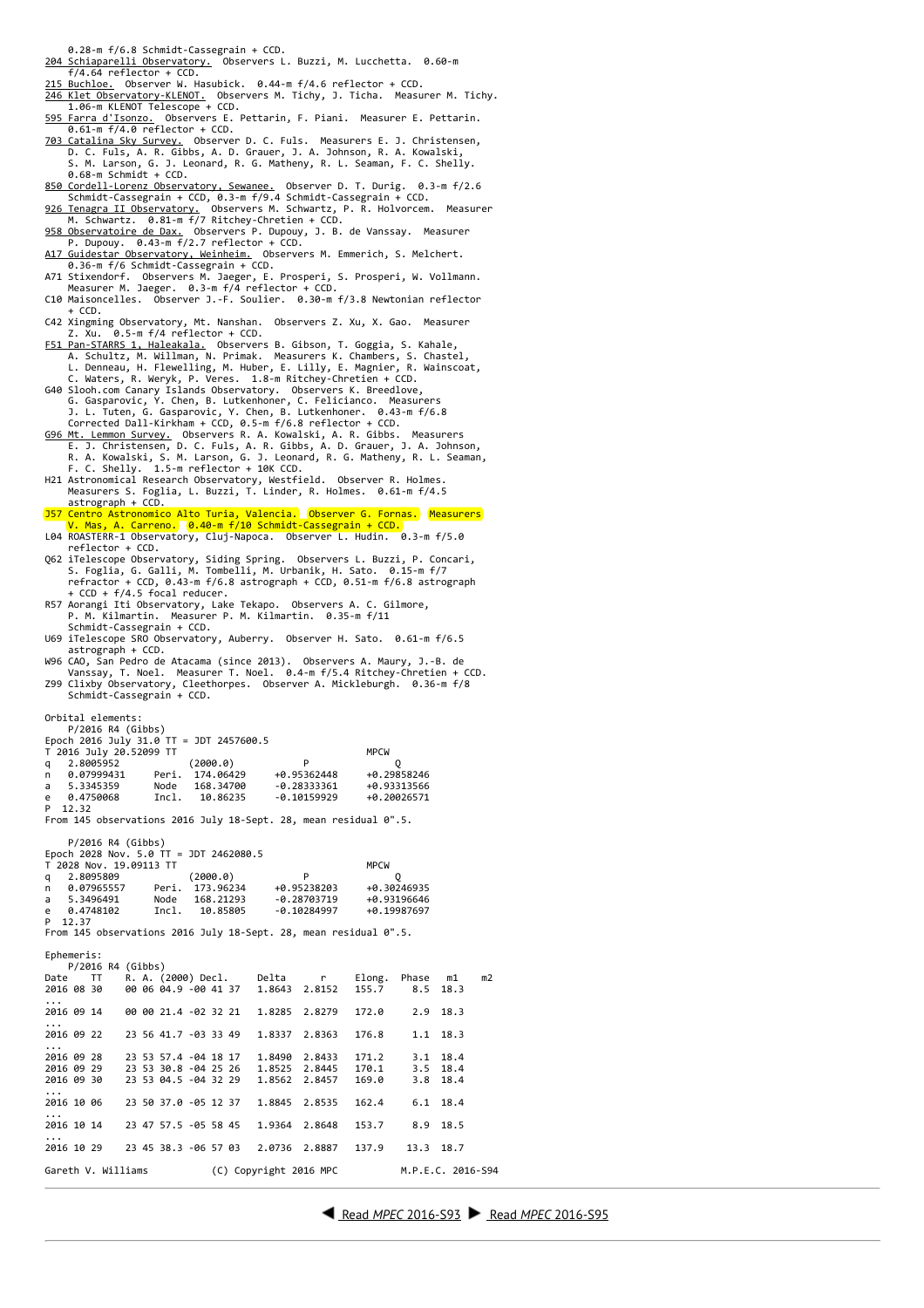0.28-m f/6.8 Schmidt-Cassegrain + CCD.

204 Schiaparelli Observatory. Observers L. Buzzi, M. Lucchetta. 0.60-m f/4.64 reflector + CCD.

215 Buchloe. Observer W. Hasubick. 0.44-m f/4.6 reflector + CCD.

246 Klet Observatory-KLENOT. Observers M. Tichy, J. Ticha. Measurer M. Tichy. 1.06-m KLENOT Telescope + CCD.

595 Farra d'Isonzo. Observers E. Pettarin, F. Piani. Measurer E. Pettarin. 0.61-m f/4.0 reflector + CCD.

703 Catalina Sky Survey. Observer D. C. Fuls. Measurers E. J. Christensen, D. C. Fuls, A. R. Gibbs, A. D. Grauer, J. A. Johnson, R. A. Kowalski, S. M. Larson, G. J. Leonard, R. G. Matheny, R. L. Seaman, F. C. Shelly. 0.68-m Schmidt + CCD.

850 Cordell-Lorenz Observatory, Sewanee. Observer D. T. Durig. 0.3-m f/2.6 Schmidt-Cassegrain + CCD, 0.3-m f/9.4 Schmidt-Cassegrain + CCD.

926 Tenagra II Observatory. Observers M. Schwartz, P. R. Holvorcem. Measurer M. Schwartz. 0.81-m f/7 Ritchey-Chretien + CCD.

958 Observatoire de Dax. Observers P. Dupouy, J. B. de Vanssay. Measurer P. Dupouy. 0.43-m f/2.7 reflector + CCD.

A17 Guidestar Observatory, Weinheim. Observers M. Emmerich, S. Melchert. 0.36-m f/6 Schmidt-Cassegrain + CCD.

A71 Stixendorf. Observers M. Jaeger, E. Prosperi, S. Prosperi, W. Vollmann. Measurer M. Jaeger. 0.3-m f/4 reflector + CCD.

C10 Maisoncelles. Observer J.-F. Soulier. 0.30-m f/3.8 Newtonian reflector + CCD.

C42 Xingming Observatory, Mt. Nanshan. Observers Z. Xu, X. Gao. Measurer Z. Xu. 0.5-m f/4 reflector + CCD.

F51 Pan-STARRS 1, Haleakala. Observers B. Gibson, T. Goggia, S. Kahale, A. Schultz, M. Willman, N. Primak. Measurers K. Chambers, S. Chastel, L. Denneau, H. Flewelling, M. Huber, E. Lilly, E. Magnier, R. Wainscoat, C. Waters, R. Weryk, P. Veres. 1.8-m Ritchey-Chretien + CCD.

G40 Slooh.com Canary Islands Observatory. Observers K. Breedlove, G. Gasparovic, Y. Chen, B. Lutkenhoner, C. Felicianco. Measurers J. L. Tuten, G. Gasparovic, Y. Chen, B. Lutkenhoner. 0.43-m f/6.8 Corrected Dall-Kirkham + CCD, 0.5-m f/6.8 reflector + CCD.

G96 Mt. Lemmon Survey. Observers R. A. Kowalski, A. R. Gibbs. Measurers E. J. Christensen, D. C. Fuls, A. R. Gibbs, A. D. Grauer, J. A. Johnson, R. A. Kowalski, S. M. Larson, G. J. Leonard, R. G. Matheny, R. L. Seaman, F. C. Shelly. 1.5-m reflector + 10K CCD.

H21 Astronomical Research Observatory, Westfield. Observer R. Holmes. Measurers S. Foglia, L. Buzzi, T. Linder, R. Holmes. 0.61-m f/4.5 astrograph + CCD.

J57 Centro Astronomico Alto Turia, Valencia. Observer G. Fornas. Measurers V. Mas, A. Carreno. 0.40-m f/10 Schmidt-Cassegrain + CCD.

L04 ROASTERR-1 Observatory, Cluj-Napoca. Observer L. Hudin. 0.3-m f/5.0 reflector + CCD.

Q62 iTelescope Observatory, Siding Spring. Observers L. Buzzi, P. Concari, S. Foglia, G. Galli, M. Tombelli, M. Urbanik, H. Sato. 0.15-m f/7 refractor + CCD, 0.43-m f/6.8 astrograph + CCD, 0.51-m f/6.8 astrograph + CCD + f/4.5 focal reducer.

R57 Aorangi Iti Observatory, Lake Tekapo. Observers A. C. Gilmore, P. M. Kilmartin. Measurer P. M. Kilmartin. 0.35-m f/11 Schmidt-Cassegrain + CCD.

U69 iTelescope SRO Observatory, Auberry. Observer H. Sato. 0.61-m f/6.5 astrograph + CCD.

W96 CAO, San Pedro de Atacama (since 2013). Observers A. Maury, J.-B. de Vanssay, T. Noel. Measurer T. Noel. 0.4-m f/5.4 Ritchey-Chretien + CCD.

Z99 Clixby Observatory, Cleethorpes. Observer A. Mickleburgh. 0.36-m f/8 Schmidt-Cassegrain + CCD.

```
Orbital elements:
   P/2016 R4 (Gibbs)
Epoch 2016 July 31.0 TT = JDT 2457600.5
T 2016 July 20.52099 TT                               MPCW
q  2.8005952          (2000.0)            P               Q
n  0.07999431     Peri.  174.06429     +0.95362448     +0.29858246
a  5.3345359      Node   168.34700     -0.28333361     +0.93313566
e  0.4750068      Incl.   10.86235     -0.10159929     +0.20026571
P  12.32
From 145 observations 2016 July 18-Sept. 28, mean residual 0".5.

   P/2016 R4 (Gibbs)
Epoch 2028 Nov. 5.0 TT = JDT 2462080.5
T 2028 Nov. 19.09113 TT                               MPCW
q  2.8095809          (2000.0)            P               Q
n  0.07965557     Peri.  173.96234     +0.95238203     +0.30246935
a  5.3496491      Node   168.21293     -0.28703719     +0.93196646
e  0.4748102      Incl.   10.85805     -0.10284997     +0.19987697
P  12.37
From 145 observations 2016 July 18-Sept. 28, mean residual 0".5.

Ephemeris:
   P/2016 R4 (Gibbs)
Date     TT    R. A. (2000) Decl.     Delta     r     Elong.  Phase   m1     m2
2016 08 30     00 06 04.9 -00 41 37   1.8643  2.8152   155.7     8.5  18.3
...
2016 09 14     00 00 21.4 -02 32 21   1.8285  2.8279   172.0     2.9  18.3
...
2016 09 22     23 56 41.7 -03 33 49   1.8337  2.8363   176.8     1.1  18.3
...
2016 09 28     23 53 57.4 -04 18 17   1.8490  2.8433   171.2     3.1  18.4
2016 09 29     23 53 30.8 -04 25 26   1.8525  2.8445   170.1     3.5  18.4
2016 09 30     23 53 04.5 -04 32 29   1.8562  2.8457   169.0     3.8  18.4
...
2016 10 06     23 50 37.0 -05 12 37   1.8845  2.8535   162.4     6.1  18.4
...
2016 10 14     23 47 57.5 -05 58 45   1.9364  2.8648   153.7     8.9  18.5
...
2016 10 29     23 45 38.3 -06 57 03   2.0736  2.8887   137.9    13.3  18.7
```

Gareth V. Williams (C) Copyright 2016 MPC M.P.E.C. 2016-S94

Read *MPEC* 2016-S93 Read *MPEC* 2016-S95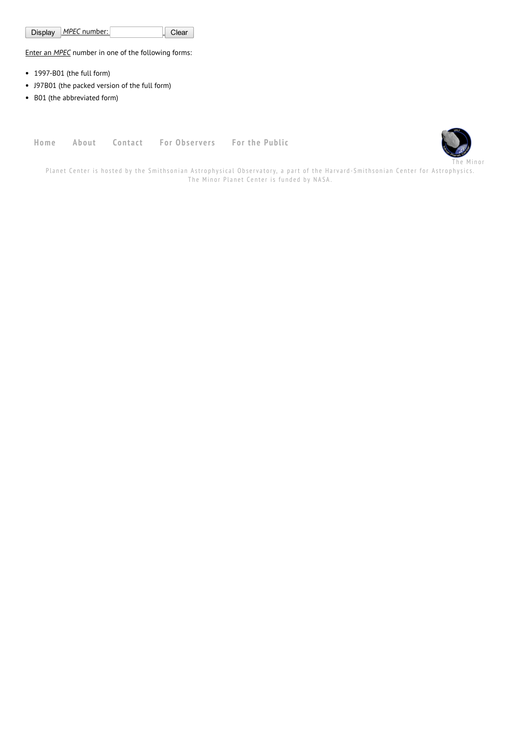Display *MPEC* number: Clear

Enter an *MPEC* number in one of the following forms:

- 1997-B01 (the full form)
- J97B01 (the packed version of the full form)
- B01 (the abbreviated form)

**Home** **About** **Contact** **For Observers** **For the Public**

The Minor Planet Center is hosted by the Smithsonian Astrophysical Observatory, a part of the Harvard-Smithsonian Center for Astrophysics. The Minor Planet Center is funded by NASA.